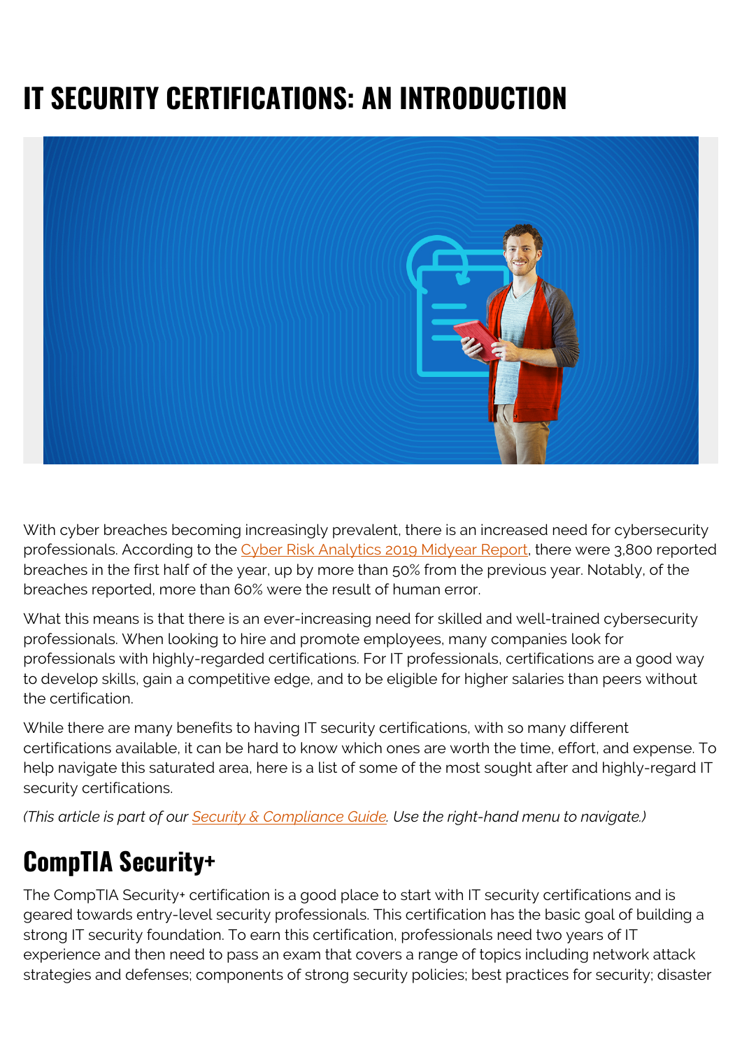# IT SECURITY CERTIFICATIONS: AN INTRODUCTION

With cyber breaches becoming increasingly prevalent, there is an increased need for cybersecurity professionals. According to the Cyber Risk Analytics 2019 Midyear Report, there were 3,800 reported breaches in the first half of the year, up by more than 50% from the previous year. Notably, of the breaches reported, more than 60% were the result of human error.

What this means is that there is an ever-increasing need for skilled and well-trained cybersecurity professionals. When looking to hire and promote employees, many companies look for professionals with highly-regarded certifications. For IT professionals, certifications are a good way to develop skills, gain a competitive edge, and to be eligible for higher salaries than peers without the certification.

While there are many benefits to having IT security certifications, with so many different certifications available, it can be hard to know which ones are worth the time, effort, and expense. To help navigate this saturated area, here is a list of some of the most sought after and highly-regard IT security certifications.

*(This article is part of our Security & Compliance Guide. Use the right-hand menu to navigate.)*

## CompTIA Security+

The CompTIA Security+ certification is a good place to start with IT security certifications and is geared towards entry-level security professionals. This certification has the basic goal of building a strong IT security foundation. To earn this certification, professionals need two years of IT experience and then need to pass an exam that covers a range of topics including network attack strategies and defenses; components of strong security policies; best practices for security; disaster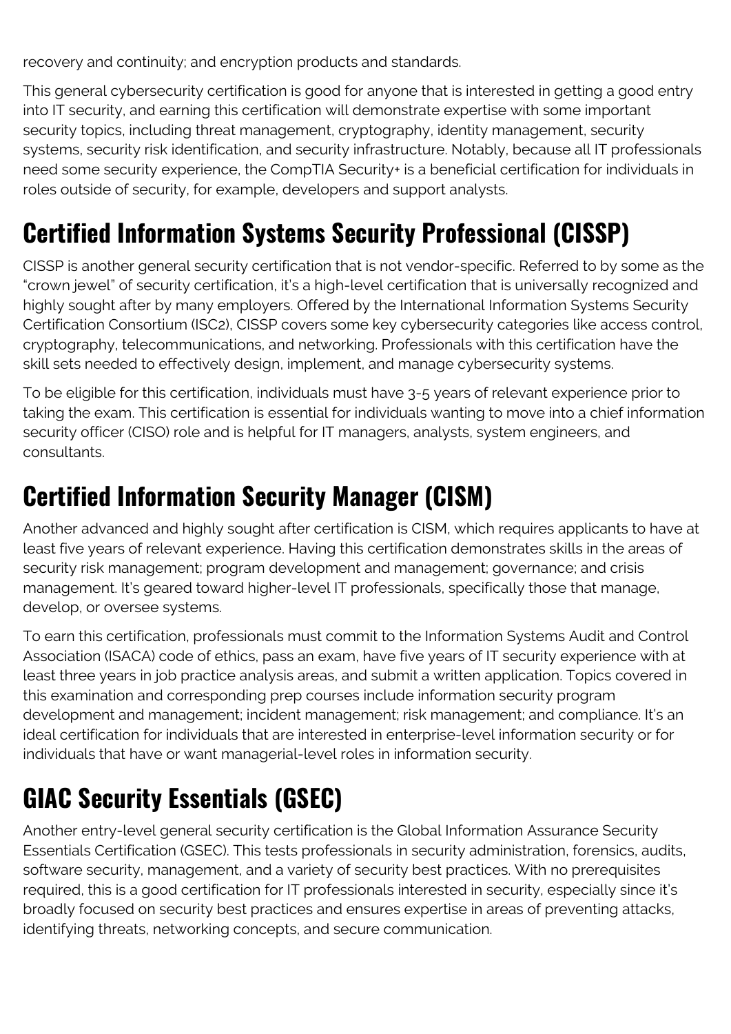recovery and continuity; and encryption products and standards.

This general cybersecurity certification is good for anyone that is interested in getting a good entry into IT security, and earning this certification will demonstrate expertise with some important security topics, including threat management, cryptography, identity management, security systems, security risk identification, and security infrastructure. Notably, because all IT professionals need some security experience, the CompTIA Security+ is a beneficial certification for individuals in roles outside of security, for example, developers and support analysts.

## Certified Information Systems Security Professional (CISSP)

CISSP is another general security certification that is not vendor-specific. Referred to by some as the "crown jewel" of security certification, it's a high-level certification that is universally recognized and highly sought after by many employers. Offered by the International Information Systems Security Certification Consortium (ISC2), CISSP covers some key cybersecurity categories like access control, cryptography, telecommunications, and networking. Professionals with this certification have the skill sets needed to effectively design, implement, and manage cybersecurity systems.

To be eligible for this certification, individuals must have 3-5 years of relevant experience prior to taking the exam. This certification is essential for individuals wanting to move into a chief information security officer (CISO) role and is helpful for IT managers, analysts, system engineers, and consultants.

## Certified Information Security Manager (CISM)

Another advanced and highly sought after certification is CISM, which requires applicants to have at least five years of relevant experience. Having this certification demonstrates skills in the areas of security risk management; program development and management; governance; and crisis management. It's geared toward higher-level IT professionals, specifically those that manage, develop, or oversee systems.

To earn this certification, professionals must commit to the Information Systems Audit and Control Association (ISACA) code of ethics, pass an exam, have five years of IT security experience with at least three years in job practice analysis areas, and submit a written application. Topics covered in this examination and corresponding prep courses include information security program development and management; incident management; risk management; and compliance. It's an ideal certification for individuals that are interested in enterprise-level information security or for individuals that have or want managerial-level roles in information security.

## GIAC Security Essentials (GSEC)

Another entry-level general security certification is the Global Information Assurance Security Essentials Certification (GSEC). This tests professionals in security administration, forensics, audits, software security, management, and a variety of security best practices. With no prerequisites required, this is a good certification for IT professionals interested in security, especially since it's broadly focused on security best practices and ensures expertise in areas of preventing attacks, identifying threats, networking concepts, and secure communication.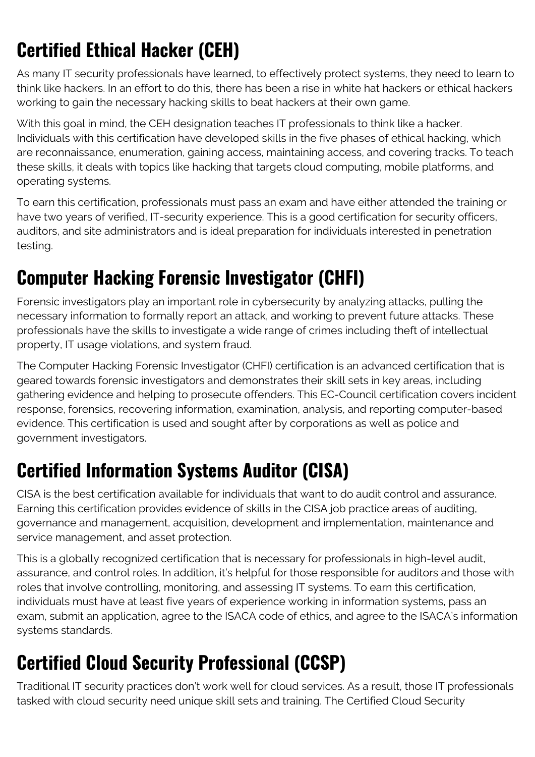## Certified Ethical Hacker (CEH)

As many IT security professionals have learned, to effectively protect systems, they need to learn to think like hackers. In an effort to do this, there has been a rise in white hat hackers or ethical hackers working to gain the necessary hacking skills to beat hackers at their own game.

With this goal in mind, the CEH designation teaches IT professionals to think like a hacker. Individuals with this certification have developed skills in the five phases of ethical hacking, which are reconnaissance, enumeration, gaining access, maintaining access, and covering tracks. To teach these skills, it deals with topics like hacking that targets cloud computing, mobile platforms, and operating systems.

To earn this certification, professionals must pass an exam and have either attended the training or have two years of verified, IT-security experience. This is a good certification for security officers, auditors, and site administrators and is ideal preparation for individuals interested in penetration testing.

## Computer Hacking Forensic Investigator (CHFI)

Forensic investigators play an important role in cybersecurity by analyzing attacks, pulling the necessary information to formally report an attack, and working to prevent future attacks. These professionals have the skills to investigate a wide range of crimes including theft of intellectual property, IT usage violations, and system fraud.

The Computer Hacking Forensic Investigator (CHFI) certification is an advanced certification that is geared towards forensic investigators and demonstrates their skill sets in key areas, including gathering evidence and helping to prosecute offenders. This EC-Council certification covers incident response, forensics, recovering information, examination, analysis, and reporting computer-based evidence. This certification is used and sought after by corporations as well as police and government investigators.

## Certified Information Systems Auditor (CISA)

CISA is the best certification available for individuals that want to do audit control and assurance. Earning this certification provides evidence of skills in the CISA job practice areas of auditing, governance and management, acquisition, development and implementation, maintenance and service management, and asset protection.

This is a globally recognized certification that is necessary for professionals in high-level audit, assurance, and control roles. In addition, it's helpful for those responsible for auditors and those with roles that involve controlling, monitoring, and assessing IT systems. To earn this certification, individuals must have at least five years of experience working in information systems, pass an exam, submit an application, agree to the ISACA code of ethics, and agree to the ISACA's information systems standards.

## Certified Cloud Security Professional (CCSP)

Traditional IT security practices don't work well for cloud services. As a result, those IT professionals tasked with cloud security need unique skill sets and training. The Certified Cloud Security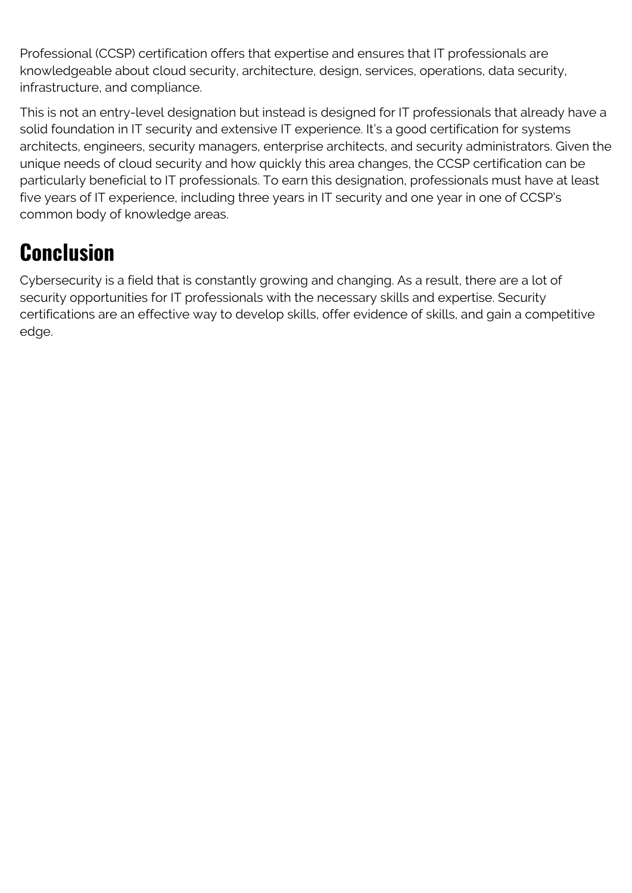Professional (CCSP) certification offers that expertise and ensures that IT professionals are knowledgeable about cloud security, architecture, design, services, operations, data security, infrastructure, and compliance.

This is not an entry-level designation but instead is designed for IT professionals that already have a solid foundation in IT security and extensive IT experience. It's a good certification for systems architects, engineers, security managers, enterprise architects, and security administrators. Given the unique needs of cloud security and how quickly this area changes, the CCSP certification can be particularly beneficial to IT professionals. To earn this designation, professionals must have at least five years of IT experience, including three years in IT security and one year in one of CCSP's common body of knowledge areas.

## Conclusion

Cybersecurity is a field that is constantly growing and changing. As a result, there are a lot of security opportunities for IT professionals with the necessary skills and expertise. Security certifications are an effective way to develop skills, offer evidence of skills, and gain a competitive edge.